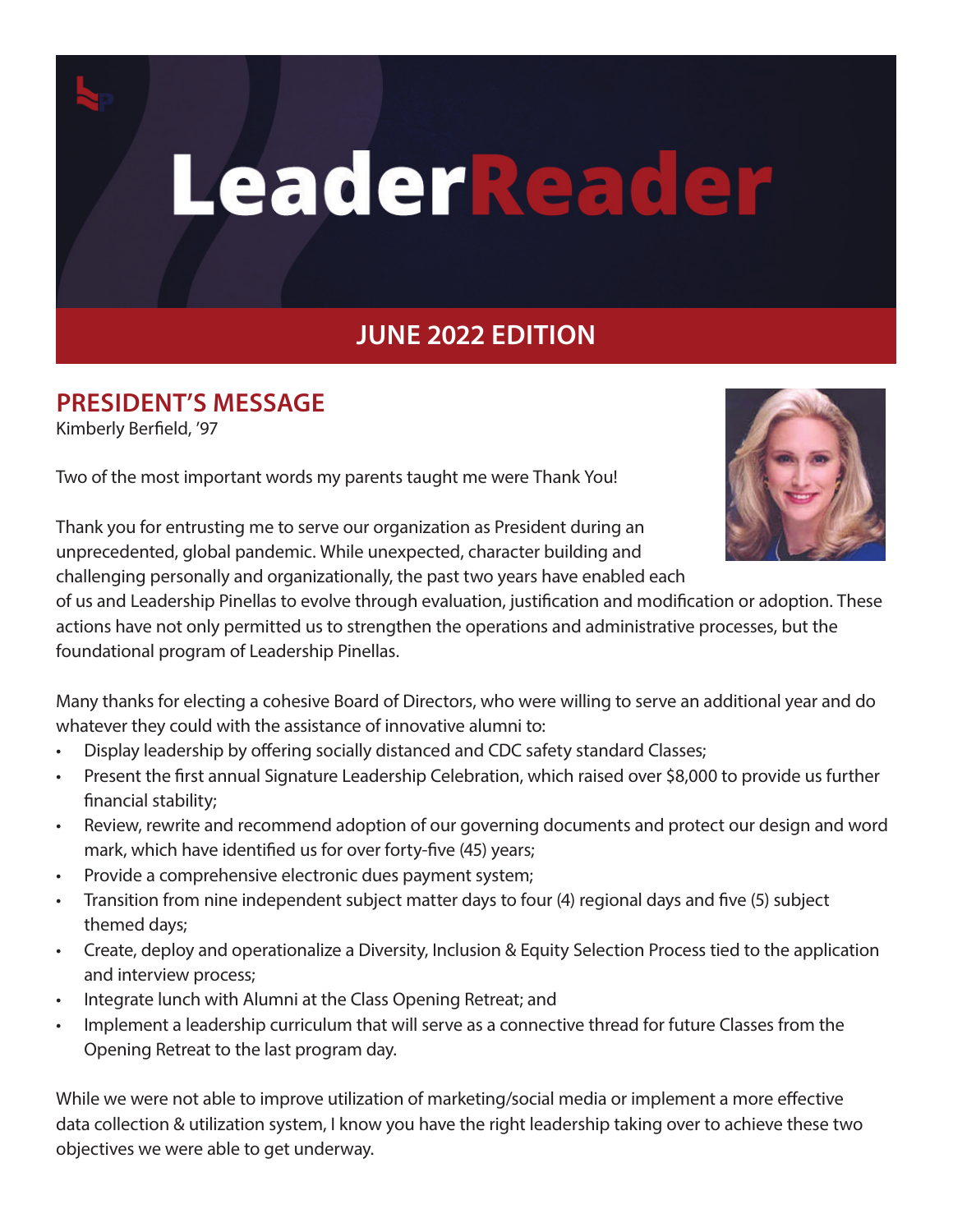# LeaderReader

## JUNE 2022 EDITION

## PRESIDENT'S MESSAGE

Kimberly Berfield, '97

Two of the most important words my parents taught me were Thank You!

Thank you for entrusting me to serve our organization as President during an unprecedented, global pandemic. While unexpected, character building and challenging personally and organizationally, the past two years have enabled each of us and Leadership Pinellas to evolve through evaluation, justification and modification or adoption. These actions have not only permitted us to strengthen the operations and administrative processes, but the foundational program of Leadership Pinellas.

Many thanks for electing a cohesive Board of Directors, who were willing to serve an additional year and do whatever they could with the assistance of innovative alumni to:

- Display leadership by offering socially distanced and CDC safety standard Classes;
- Present the first annual Signature Leadership Celebration, which raised over $8,000 to provide us further financial stability;
- Review, rewrite and recommend adoption of our governing documents and protect our design and word mark, which have identified us for over forty-five (45) years;
- Provide a comprehensive electronic dues payment system;
- Transition from nine independent subject matter days to four (4) regional days and five (5) subject themed days;
- Create, deploy and operationalize a Diversity, Inclusion & Equity Selection Process tied to the application and interview process;
- Integrate lunch with Alumni at the Class Opening Retreat; and
- Implement a leadership curriculum that will serve as a connective thread for future Classes from the Opening Retreat to the last program day.

While we were not able to improve utilization of marketing/social media or implement a more effective data collection & utilization system, I know you have the right leadership taking over to achieve these two objectives we were able to get underway.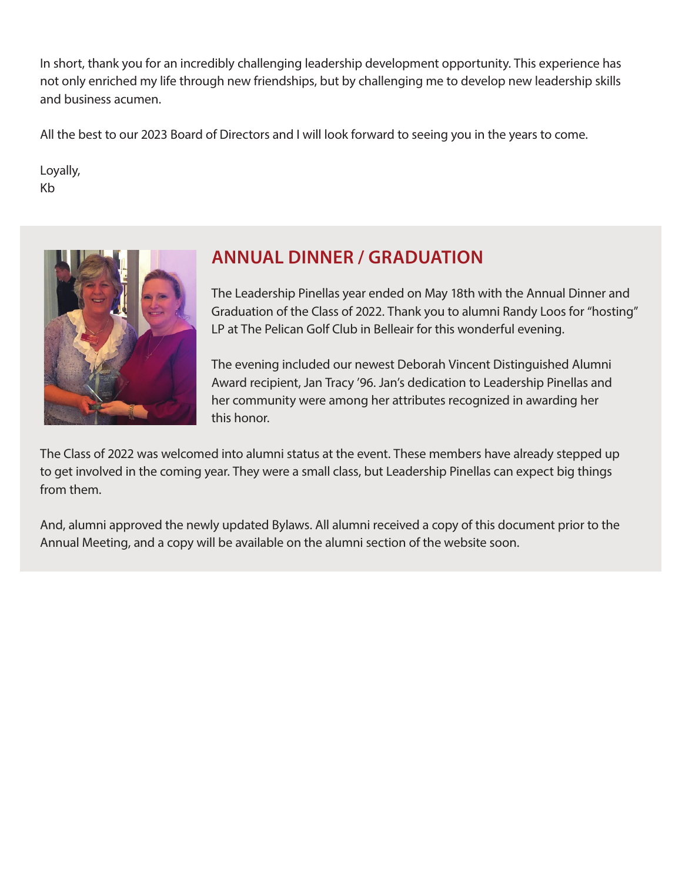In short, thank you for an incredibly challenging leadership development opportunity. This experience has not only enriched my life through new friendships, but by challenging me to develop new leadership skills and business acumen.

All the best to our 2023 Board of Directors and I will look forward to seeing you in the years to come.

Loyally,
Kb

## ANNUAL DINNER / GRADUATION

The Leadership Pinellas year ended on May 18th with the Annual Dinner and Graduation of the Class of 2022. Thank you to alumni Randy Loos for "hosting" LP at The Pelican Golf Club in Belleair for this wonderful evening.

The evening included our newest Deborah Vincent Distinguished Alumni Award recipient, Jan Tracy '96. Jan's dedication to Leadership Pinellas and her community were among her attributes recognized in awarding her this honor.

The Class of 2022 was welcomed into alumni status at the event. These members have already stepped up to get involved in the coming year. They were a small class, but Leadership Pinellas can expect big things from them.

And, alumni approved the newly updated Bylaws. All alumni received a copy of this document prior to the Annual Meeting, and a copy will be available on the alumni section of the website soon.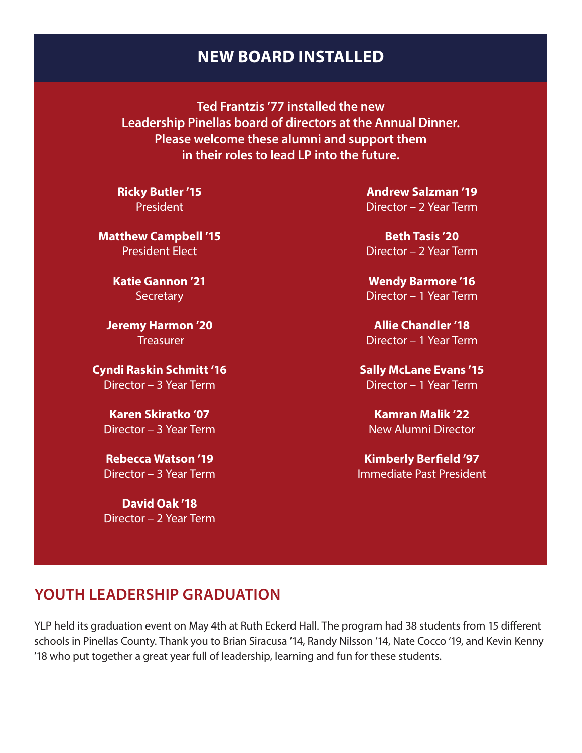# NEW BOARD INSTALLED

**Ted Frantzis '77 installed the new Leadership Pinellas board of directors at the Annual Dinner. Please welcome these alumni and support them in their roles to lead LP into the future.**

**Ricky Butler '15**
President

**Matthew Campbell '15**
President Elect

**Katie Gannon '21**
Secretary

**Jeremy Harmon '20**
Treasurer

**Cyndi Raskin Schmitt '16**
Director – 3 Year Term

**Karen Skiratko '07**
Director – 3 Year Term

**Rebecca Watson '19**
Director – 3 Year Term

**David Oak '18**
Director – 2 Year Term

**Andrew Salzman '19**
Director – 2 Year Term

**Beth Tasis '20**
Director – 2 Year Term

**Wendy Barmore '16**
Director – 1 Year Term

**Allie Chandler '18**
Director – 1 Year Term

**Sally McLane Evans '15**
Director – 1 Year Term

**Kamran Malik '22**
New Alumni Director

**Kimberly Berfield '97**
Immediate Past President

## YOUTH LEADERSHIP GRADUATION

YLP held its graduation event on May 4th at Ruth Eckerd Hall. The program had 38 students from 15 different schools in Pinellas County. Thank you to Brian Siracusa '14, Randy Nilsson '14, Nate Cocco '19, and Kevin Kenny '18 who put together a great year full of leadership, learning and fun for these students.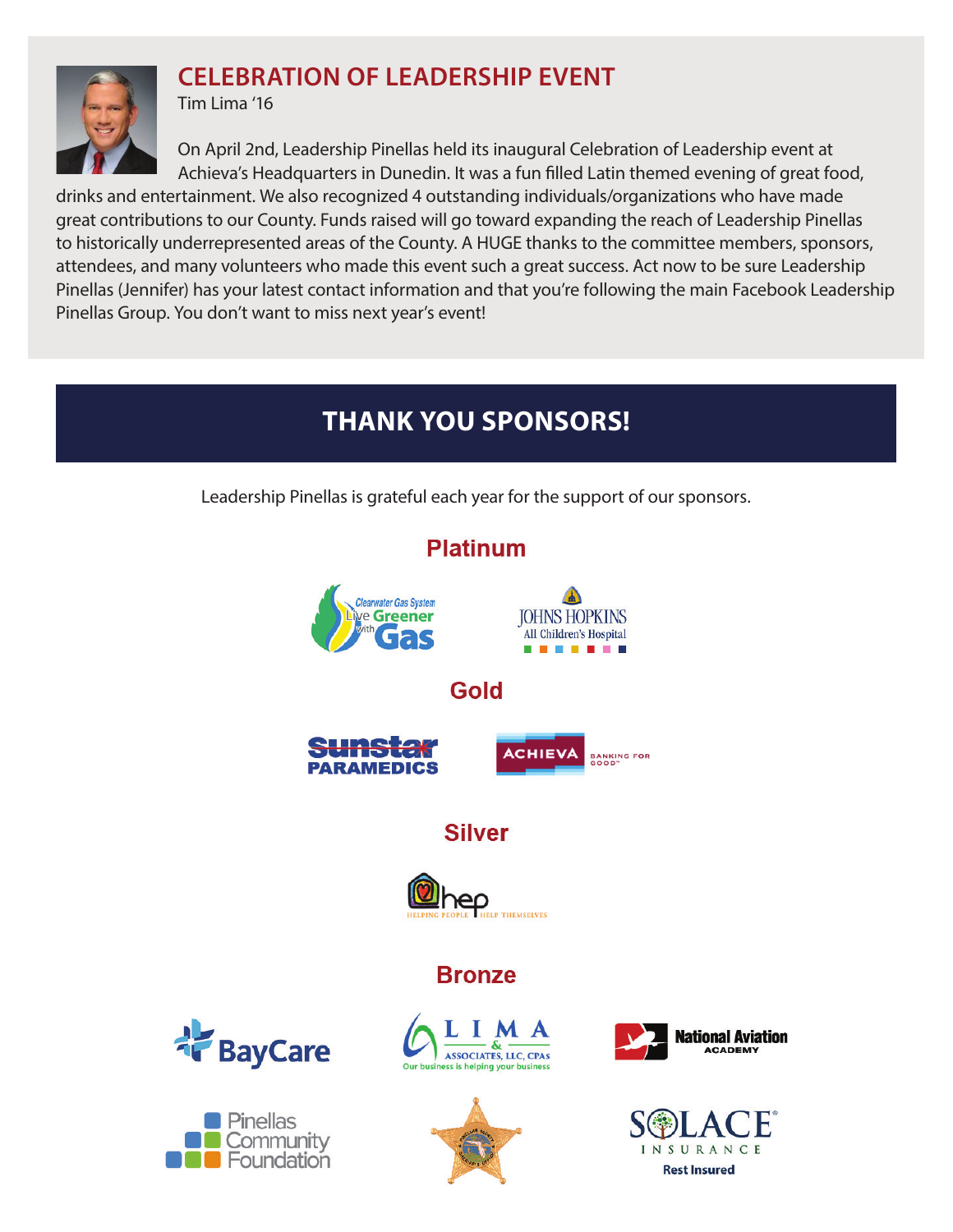## CELEBRATION OF LEADERSHIP EVENT

Tim Lima '16

On April 2nd, Leadership Pinellas held its inaugural Celebration of Leadership event at Achieva's Headquarters in Dunedin. It was a fun filled Latin themed evening of great food, drinks and entertainment. We also recognized 4 outstanding individuals/organizations who have made great contributions to our County. Funds raised will go toward expanding the reach of Leadership Pinellas to historically underrepresented areas of the County. A HUGE thanks to the committee members, sponsors, attendees, and many volunteers who made this event such a great success. Act now to be sure Leadership Pinellas (Jennifer) has your latest contact information and that you're following the main Facebook Leadership Pinellas Group. You don't want to miss next year's event!

## THANK YOU SPONSORS!

Leadership Pinellas is grateful each year for the support of our sponsors.

### Platinum

Clearwater Gas System Live Greener with Gas

JOHNS HOPKINS All Children's Hospital

### Gold

Sunstar PARAMEDICS

ACHIEVA BANKING FOR GOOD

### Silver

hep HELPING PEOPLE HELP THEMSELVES

### Bronze

BayCare

LIMA & ASSOCIATES, LLC, CPAS Our business is helping your business

National Aviation ACADEMY

Pinellas Community Foundation

Pinellas County Sheriff's Office

SOLACE INSURANCE Rest Insured